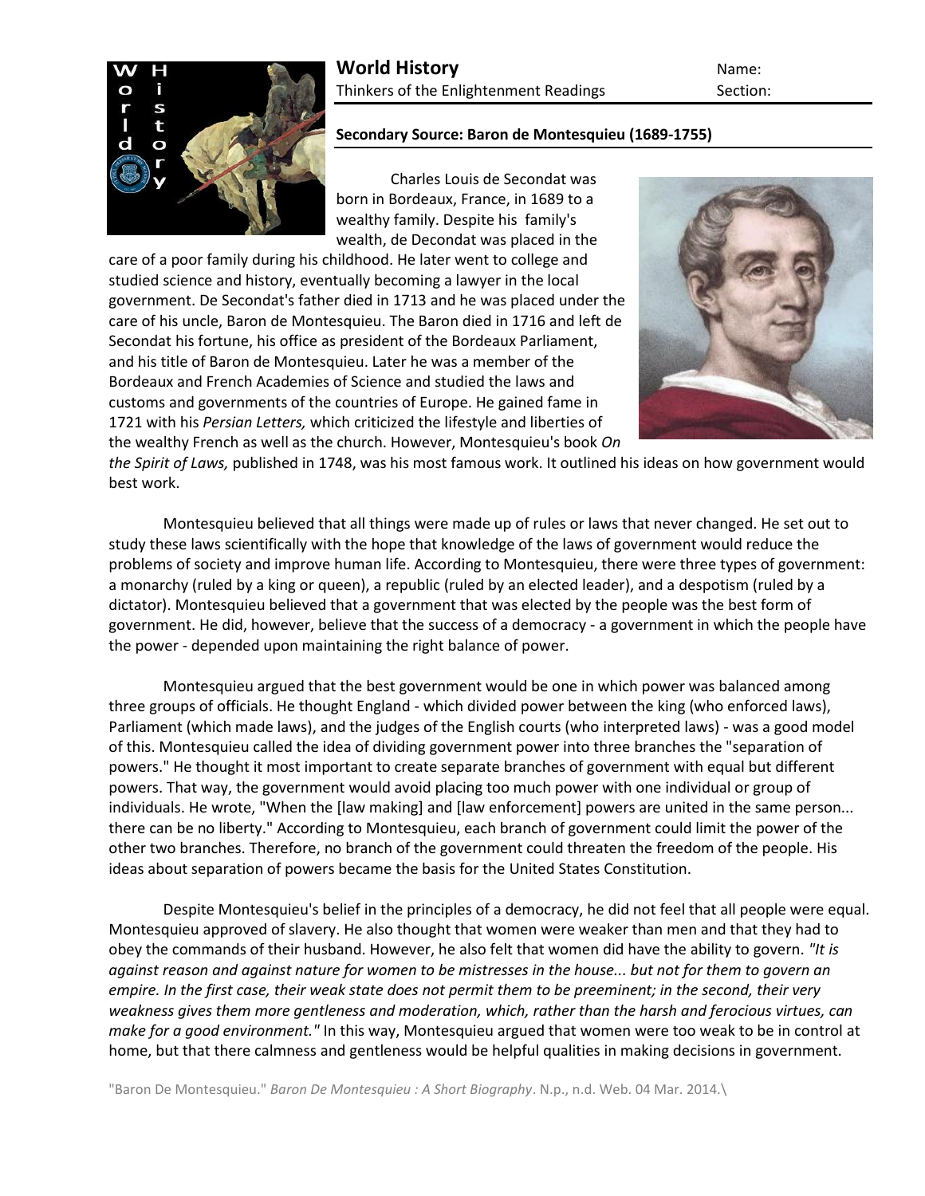# World History

Thinkers of the Enlightenment Readings

Name:

Section:

## Secondary Source: Baron de Montesquieu (1689-1755)

Charles Louis de Secondat was born in Bordeaux, France, in 1689 to a wealthy family. Despite his family's wealth, de Decondat was placed in the care of a poor family during his childhood. He later went to college and studied science and history, eventually becoming a lawyer in the local government. De Secondat's father died in 1713 and he was placed under the care of his uncle, Baron de Montesquieu. The Baron died in 1716 and left de Secondat his fortune, his office as president of the Bordeaux Parliament, and his title of Baron de Montesquieu. Later he was a member of the Bordeaux and French Academies of Science and studied the laws and customs and governments of the countries of Europe. He gained fame in 1721 with his *Persian Letters,* which criticized the lifestyle and liberties of the wealthy French as well as the church. However, Montesquieu's book *On the Spirit of Laws,* published in 1748, was his most famous work. It outlined his ideas on how government would best work.

Montesquieu believed that all things were made up of rules or laws that never changed. He set out to study these laws scientifically with the hope that knowledge of the laws of government would reduce the problems of society and improve human life. According to Montesquieu, there were three types of government: a monarchy (ruled by a king or queen), a republic (ruled by an elected leader), and a despotism (ruled by a dictator). Montesquieu believed that a government that was elected by the people was the best form of government. He did, however, believe that the success of a democracy - a government in which the people have the power - depended upon maintaining the right balance of power.

Montesquieu argued that the best government would be one in which power was balanced among three groups of officials. He thought England - which divided power between the king (who enforced laws), Parliament (which made laws), and the judges of the English courts (who interpreted laws) - was a good model of this. Montesquieu called the idea of dividing government power into three branches the "separation of powers." He thought it most important to create separate branches of government with equal but different powers. That way, the government would avoid placing too much power with one individual or group of individuals. He wrote, "When the [law making] and [law enforcement] powers are united in the same person... there can be no liberty." According to Montesquieu, each branch of government could limit the power of the other two branches. Therefore, no branch of the government could threaten the freedom of the people. His ideas about separation of powers became the basis for the United States Constitution.

Despite Montesquieu's belief in the principles of a democracy, he did not feel that all people were equal. Montesquieu approved of slavery. He also thought that women were weaker than men and that they had to obey the commands of their husband. However, he also felt that women did have the ability to govern. *"It is against reason and against nature for women to be mistresses in the house... but not for them to govern an empire. In the first case, their weak state does not permit them to be preeminent; in the second, their very weakness gives them more gentleness and moderation, which, rather than the harsh and ferocious virtues, can make for a good environment."* In this way, Montesquieu argued that women were too weak to be in control at home, but that there calmness and gentleness would be helpful qualities in making decisions in government.

"Baron De Montesquieu." *Baron De Montesquieu : A Short Biography*. N.p., n.d. Web. 04 Mar. 2014.\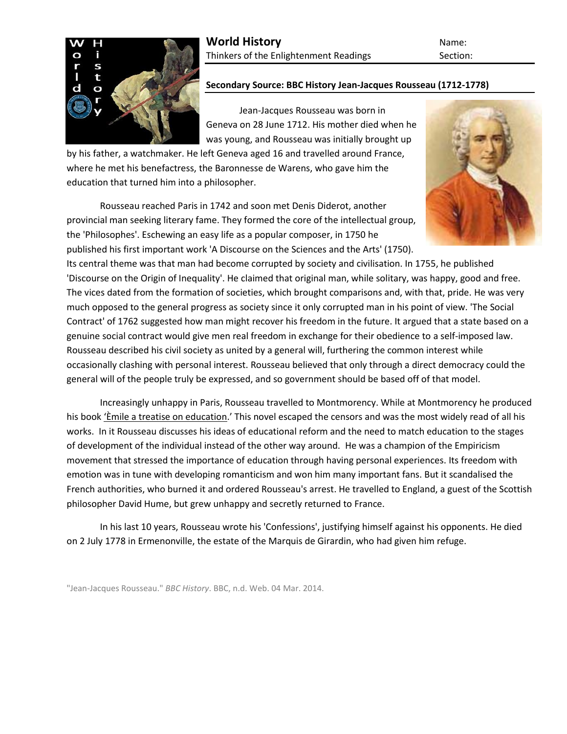**World History**
Thinkers of the Enlightenment Readings

Name:
Section:

**Secondary Source: BBC History Jean-Jacques Rousseau (1712-1778)**

Jean-Jacques Rousseau was born in Geneva on 28 June 1712. His mother died when he was young, and Rousseau was initially brought up by his father, a watchmaker. He left Geneva aged 16 and travelled around France, where he met his benefactress, the Baronnesse de Warens, who gave him the education that turned him into a philosopher.

Rousseau reached Paris in 1742 and soon met Denis Diderot, another provincial man seeking literary fame. They formed the core of the intellectual group, the 'Philosophes'. Eschewing an easy life as a popular composer, in 1750 he published his first important work 'A Discourse on the Sciences and the Arts' (1750). Its central theme was that man had become corrupted by society and civilisation. In 1755, he published 'Discourse on the Origin of Inequality'. He claimed that original man, while solitary, was happy, good and free. The vices dated from the formation of societies, which brought comparisons and, with that, pride. He was very much opposed to the general progress as society since it only corrupted man in his point of view. 'The Social Contract' of 1762 suggested how man might recover his freedom in the future. It argued that a state based on a genuine social contract would give men real freedom in exchange for their obedience to a self-imposed law. Rousseau described his civil society as united by a general will, furthering the common interest while occasionally clashing with personal interest. Rousseau believed that only through a direct democracy could the general will of the people truly be expressed, and so government should be based off of that model.

Increasingly unhappy in Paris, Rousseau travelled to Montmorency. While at Montmorency he produced his book 'Èmile a treatise on education.' This novel escaped the censors and was the most widely read of all his works. In it Rousseau discusses his ideas of educational reform and the need to match education to the stages of development of the individual instead of the other way around. He was a champion of the Empiricism movement that stressed the importance of education through having personal experiences. Its freedom with emotion was in tune with developing romanticism and won him many important fans. But it scandalised the French authorities, who burned it and ordered Rousseau's arrest. He travelled to England, a guest of the Scottish philosopher David Hume, but grew unhappy and secretly returned to France.

In his last 10 years, Rousseau wrote his 'Confessions', justifying himself against his opponents. He died on 2 July 1778 in Ermenonville, the estate of the Marquis de Girardin, who had given him refuge.

"Jean-Jacques Rousseau." *BBC History*. BBC, n.d. Web. 04 Mar. 2014.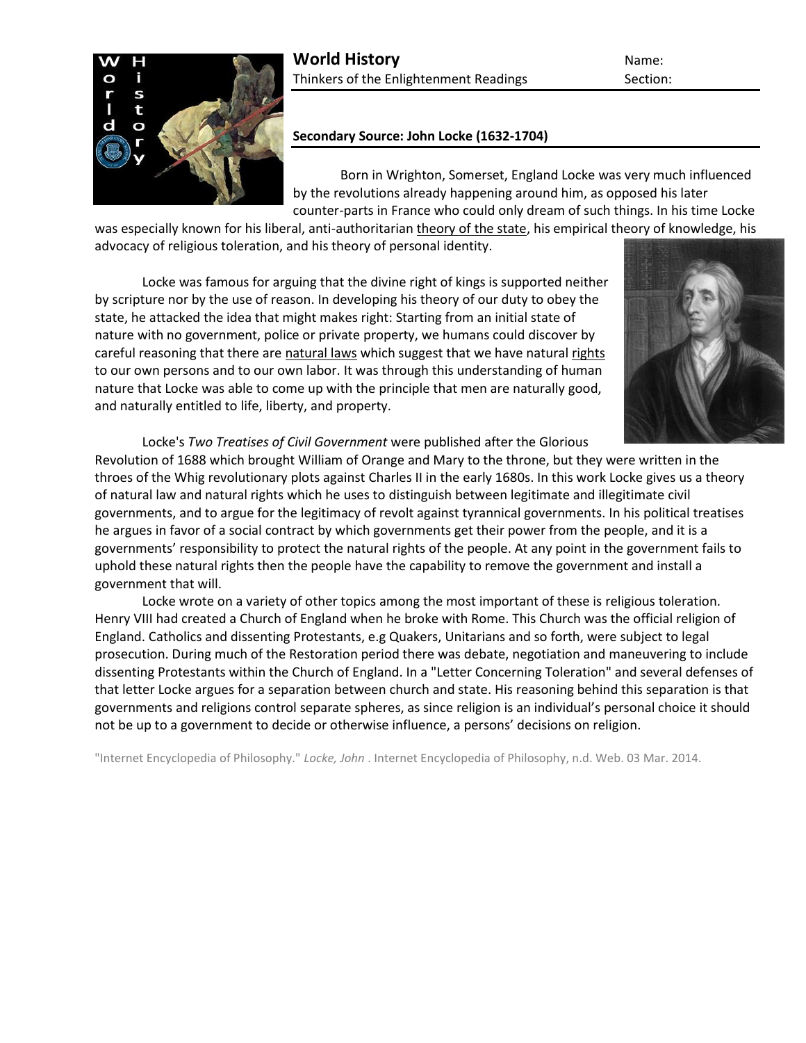**World History**
Thinkers of the Enlightenment Readings

Name:
Section:

**Secondary Source: John Locke (1632-1704)**

Born in Wrighton, Somerset, England Locke was very much influenced by the revolutions already happening around him, as opposed his later counter-parts in France who could only dream of such things. In his time Locke was especially known for his liberal, anti-authoritarian <u>theory of the state</u>, his empirical theory of knowledge, his advocacy of religious toleration, and his theory of personal identity.

Locke was famous for arguing that the divine right of kings is supported neither by scripture nor by the use of reason. In developing his theory of our duty to obey the state, he attacked the idea that might makes right: Starting from an initial state of nature with no government, police or private property, we humans could discover by careful reasoning that there are <u>natural laws</u> which suggest that we have natural <u>rights</u> to our own persons and to our own labor. It was through this understanding of human nature that Locke was able to come up with the principle that men are naturally good, and naturally entitled to life, liberty, and property.

Locke's *Two Treatises of Civil Government* were published after the Glorious Revolution of 1688 which brought William of Orange and Mary to the throne, but they were written in the throes of the Whig revolutionary plots against Charles II in the early 1680s. In this work Locke gives us a theory of natural law and natural rights which he uses to distinguish between legitimate and illegitimate civil governments, and to argue for the legitimacy of revolt against tyrannical governments. In his political treatises he argues in favor of a social contract by which governments get their power from the people, and it is a governments' responsibility to protect the natural rights of the people. At any point in the government fails to uphold these natural rights then the people have the capability to remove the government and install a government that will.

Locke wrote on a variety of other topics among the most important of these is religious toleration. Henry VIII had created a Church of England when he broke with Rome. This Church was the official religion of England. Catholics and dissenting Protestants, e.g Quakers, Unitarians and so forth, were subject to legal prosecution. During much of the Restoration period there was debate, negotiation and maneuvering to include dissenting Protestants within the Church of England. In a "Letter Concerning Toleration" and several defenses of that letter Locke argues for a separation between church and state. His reasoning behind this separation is that governments and religions control separate spheres, as since religion is an individual's personal choice it should not be up to a government to decide or otherwise influence, a persons' decisions on religion.

"Internet Encyclopedia of Philosophy." *Locke, John* . Internet Encyclopedia of Philosophy, n.d. Web. 03 Mar. 2014.